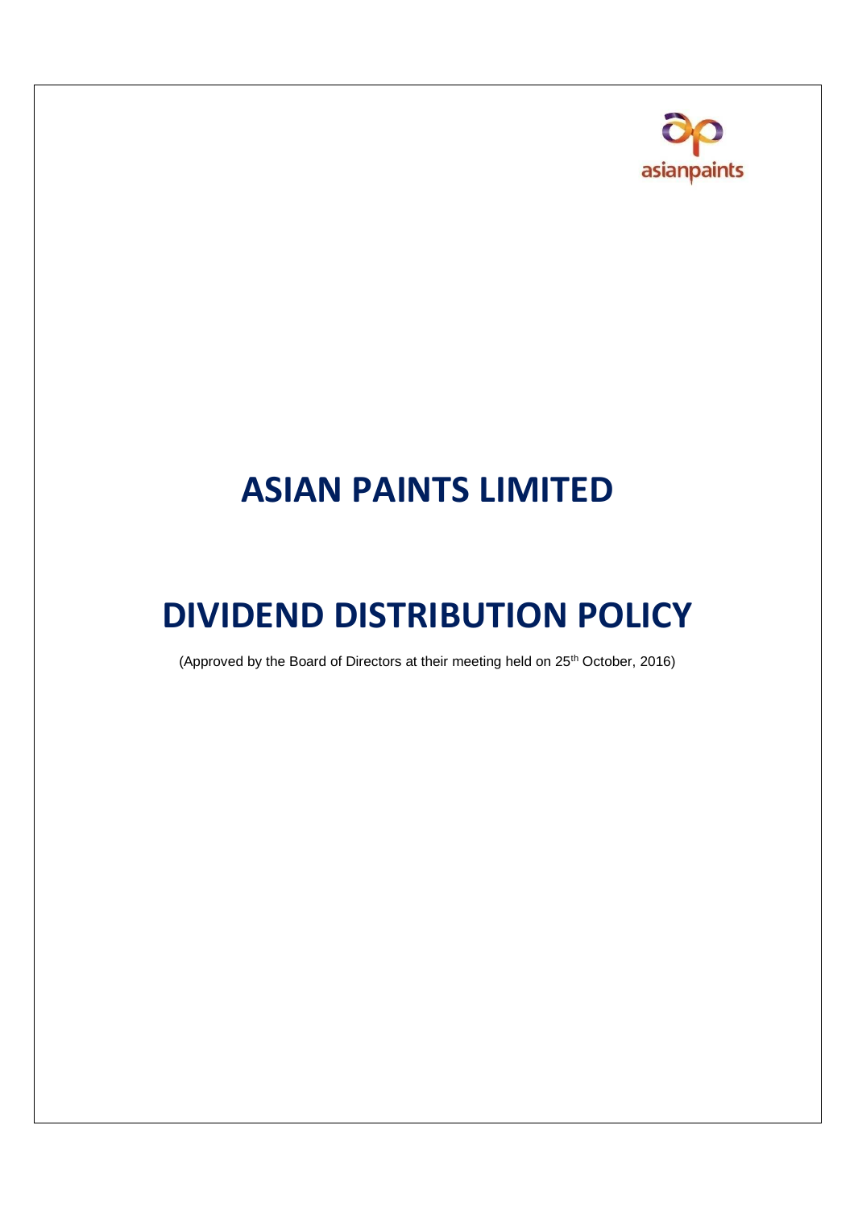# ASIAN PAINTS LIMITED

# DIVIDEND DISTRIBUTION POLICY

(Approved by the Board of Directors at their meeting held on 25th October, 2016)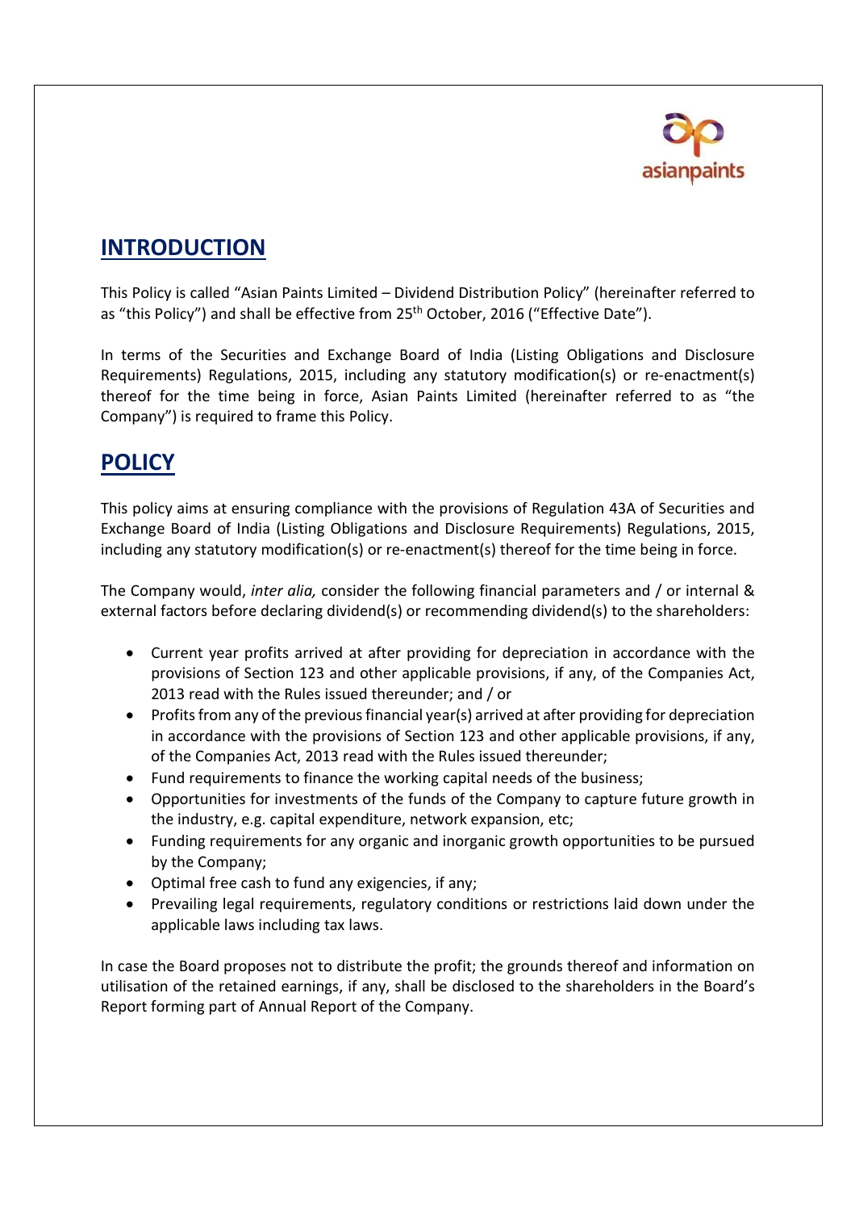## INTRODUCTION

This Policy is called "Asian Paints Limited – Dividend Distribution Policy" (hereinafter referred to as "this Policy") and shall be effective from 25th October, 2016 ("Effective Date").

In terms of the Securities and Exchange Board of India (Listing Obligations and Disclosure Requirements) Regulations, 2015, including any statutory modification(s) or re-enactment(s) thereof for the time being in force, Asian Paints Limited (hereinafter referred to as "the Company") is required to frame this Policy.

## POLICY

This policy aims at ensuring compliance with the provisions of Regulation 43A of Securities and Exchange Board of India (Listing Obligations and Disclosure Requirements) Regulations, 2015, including any statutory modification(s) or re-enactment(s) thereof for the time being in force.

The Company would, *inter alia,* consider the following financial parameters and / or internal & external factors before declaring dividend(s) or recommending dividend(s) to the shareholders:

- Current year profits arrived at after providing for depreciation in accordance with the provisions of Section 123 and other applicable provisions, if any, of the Companies Act, 2013 read with the Rules issued thereunder; and / or
- Profits from any of the previous financial year(s) arrived at after providing for depreciation in accordance with the provisions of Section 123 and other applicable provisions, if any, of the Companies Act, 2013 read with the Rules issued thereunder;
- Fund requirements to finance the working capital needs of the business;
- Opportunities for investments of the funds of the Company to capture future growth in the industry, e.g. capital expenditure, network expansion, etc;
- Funding requirements for any organic and inorganic growth opportunities to be pursued by the Company;
- Optimal free cash to fund any exigencies, if any;
- Prevailing legal requirements, regulatory conditions or restrictions laid down under the applicable laws including tax laws.

In case the Board proposes not to distribute the profit; the grounds thereof and information on utilisation of the retained earnings, if any, shall be disclosed to the shareholders in the Board's Report forming part of Annual Report of the Company.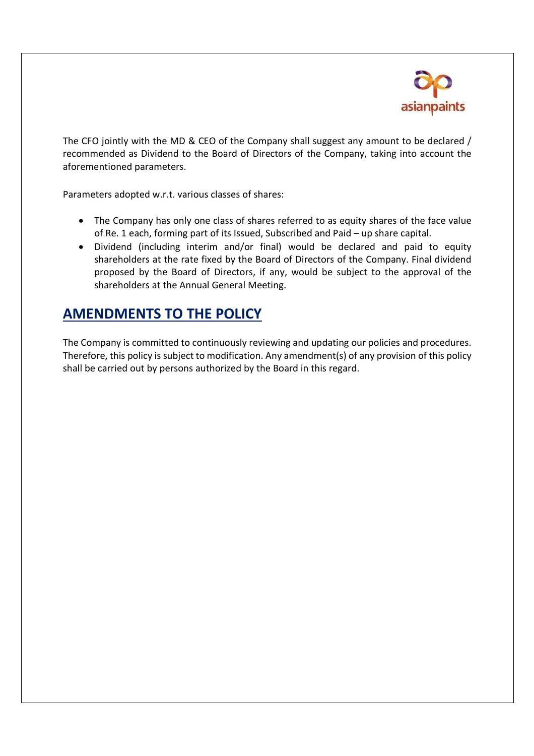The CFO jointly with the MD & CEO of the Company shall suggest any amount to be declared / recommended as Dividend to the Board of Directors of the Company, taking into account the aforementioned parameters.

Parameters adopted w.r.t. various classes of shares:

- The Company has only one class of shares referred to as equity shares of the face value of Re. 1 each, forming part of its Issued, Subscribed and Paid – up share capital.
- Dividend (including interim and/or final) would be declared and paid to equity shareholders at the rate fixed by the Board of Directors of the Company. Final dividend proposed by the Board of Directors, if any, would be subject to the approval of the shareholders at the Annual General Meeting.

## AMENDMENTS TO THE POLICY

The Company is committed to continuously reviewing and updating our policies and procedures. Therefore, this policy is subject to modification. Any amendment(s) of any provision of this policy shall be carried out by persons authorized by the Board in this regard.